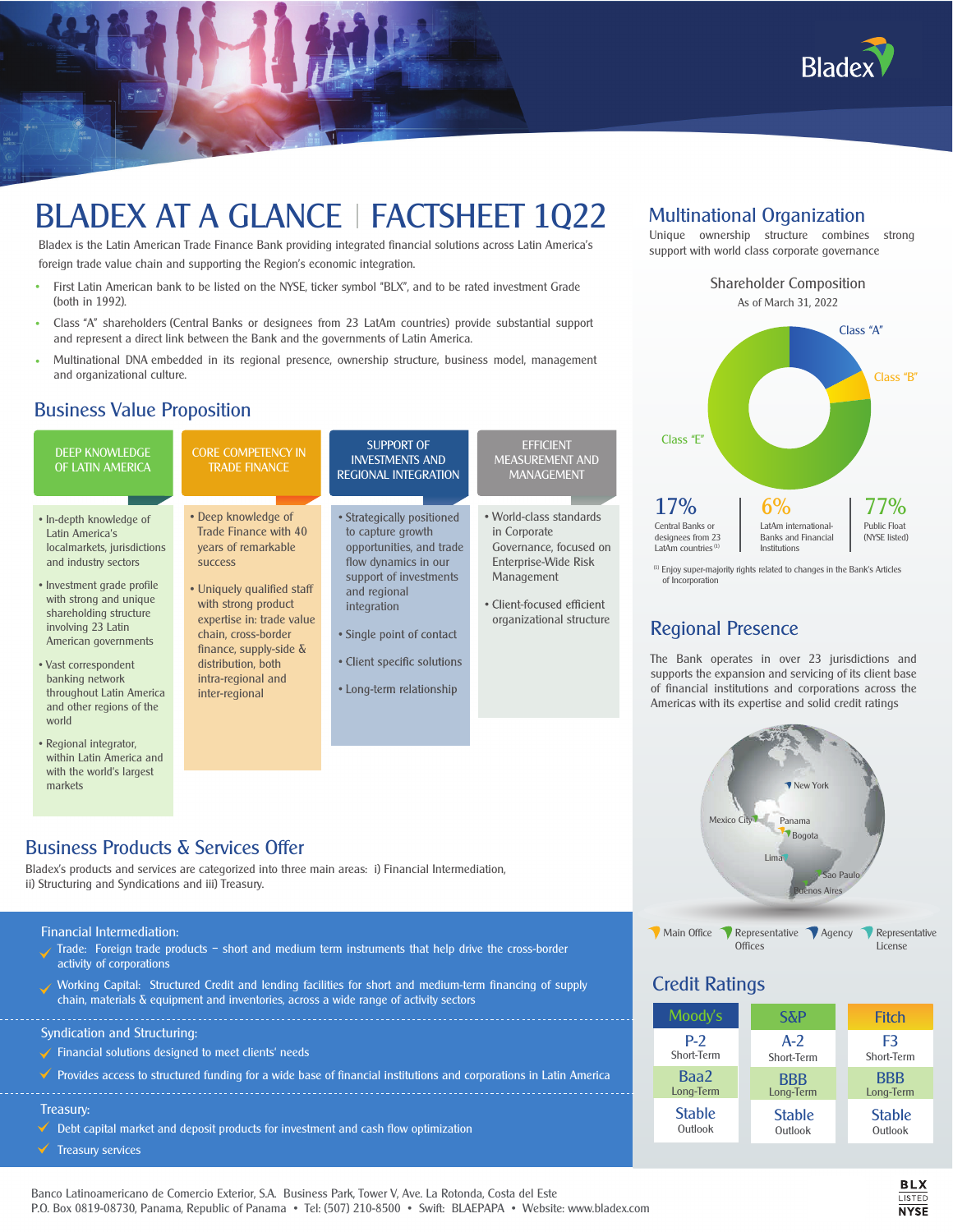# BLADEX AT A GLANCE | FACTSHEET 1Q22

Bladex is the Latin American Trade Finance Bank providing integrated financial solutions across Latin America's foreign trade value chain and supporting the Region's economic integration.

- First Latin American bank to be listed on the NYSE, ticker symbol "BLX", and to be rated investment Grade (both in 1992).
- Class "A" shareholders (Central Banks or designees from 23 LatAm countries) provide substantial support and represent a direct link between the Bank and the governments of Latin America.
- Multinational DNA embedded in its regional presence, ownership structure, business model, management and organizational culture.

## Business Value Proposition

### DEEP KNOWLEDGE OF LATIN AMERICA

- In-depth knowledge of Latin America's localmarkets, jurisdictions and industry sectors
- Investment grade profile with strong and unique shareholding structure involving 23 Latin American governments
- Vast correspondent banking network throughout Latin America and other regions of the world
- Regional integrator, within Latin America and with the world's largest markets

### CORE COMPETENCY IN TRADE FINANCE

- Deep knowledge of Trade Finance with 40 years of remarkable success
- Uniquely qualified staff with strong product expertise in: trade value chain, cross-border finance, supply-side & distribution, both intra-regional and inter-regional

### SUPPORT OF INVESTMENTS AND REGIONAL INTEGRATION

- Strategically positioned to capture growth opportunities, and trade flow dynamics in our support of investments and regional integration
- Single point of contact
- Client specific solutions
- Long-term relationship

### EFFICIENT MEASUREMENT AND MANAGEMENT

- World-class standards in Corporate Governance, focused on Enterprise-Wide Risk Management
- Client-focused efficient organizational structure

## Business Products & Services Offer

Bladex's products and services are categorized into three main areas: i) Financial Intermediation, ii) Structuring and Syndications and iii) Treasury.

**Financial Intermediation:**

- ✓ Trade: Foreign trade products – short and medium term instruments that help drive the cross-border activity of corporations
- ✓ Working Capital: Structured Credit and lending facilities for short and medium-term financing of supply chain, materials & equipment and inventories, across a wide range of activity sectors

**Syndication and Structuring:**

- ✓ Financial solutions designed to meet clients' needs
- ✓ Provides access to structured funding for a wide base of financial institutions and corporations in Latin America

**Treasury:**

- ✓ Debt capital market and deposit products for investment and cash flow optimization
- ✓ Treasury services

## Multinational Organization

Unique ownership structure combines strong support with world class corporate governance

### Shareholder Composition

As of March 31, 2022

| Class "A" | Class "B" | Class "E" |
|---|---|---|
| 17% | 6% | 77% |
| Central Banks or designees from 23 LatAm countries [1] | LatAm international-Banks and Financial Institutions | Public Float (NYSE listed) |

[1] Enjoy super-majority rights related to changes in the Bank's Articles of Incorporation

## Regional Presence

The Bank operates in over 23 jurisdictions and supports the expansion and servicing of its client base of financial institutions and corporations across the Americas with its expertise and solid credit ratings

New York, Mexico City, Panama, Bogota, Lima, Sao Paulo, Buenos Aires

Main Office · Representative Offices · Agency · Representative License

## Credit Ratings

| | Moody's | S&P | Fitch |
|---|---|---|---|
| Short-Term | P-2 | A-2 | F3 |
| Long-Term | Baa2 | BBB | BBB |
| Outlook | Stable | Stable | Stable |

Banco Latinoamericano de Comercio Exterior, S.A. Business Park, Tower V, Ave. La Rotonda, Costa del Este
P.O. Box 0819-08730, Panama, Republic of Panama • Tel: (507) 210-8500 • Swift: BLAEPAPA • Website: www.bladex.com

BLX LISTED NYSE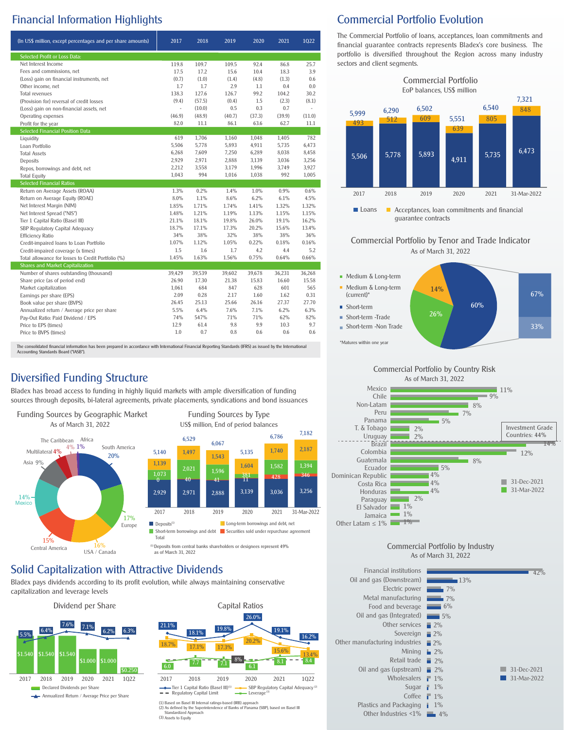# Financial Information Highlights

| (In US$ million, except percentages and per share amounts) | 2017 | 2018 | 2019 | 2020 | 2021 | 1Q22 |
|---|---|---|---|---|---|---|
| **Selected Profit or Loss Data:** | | | | | | |
| Net Interest Income | 119.8 | 109.7 | 109.5 | 92.4 | 86.8 | 25.7 |
| Fees and commissions, net | 17.5 | 17.2 | 15.6 | 10.4 | 18.3 | 3.9 |
| (Loss) gain on financial instruments, net | (0.7) | (1.0) | (1.4) | (4.8) | (1.3) | 0.6 |
| Other income, net | 1.7 | 1.7 | 2.9 | 1.1 | 0.4 | 0.0 |
| Total revenues | 138.3 | 127.6 | 126.7 | 99.2 | 104.2 | 30.2 |
| (Provision for) reversal of credit losses | (9.4) | (57.5) | (0.4) | 1.5 | (2.3) | (8.1) |
| (Loss) gain on non-financial assets, net | - | (10.0) | 0.5 | 0.3 | 0.7 | - |
| Operating expenses | (46.9) | (48.9) | (40.7) | (37.3) | (39.9) | (11.0) |
| Profit for the year | 82.0 | 11.1 | 86.1 | 63.6 | 62.7 | 11.1 |
| **Selected Financial Position Data** | | | | | | |
| Liquidity | 619 | 1,706 | 1,160 | 1,048 | 1,405 | 782 |
| Loan Portfolio | 5,506 | 5,778 | 5,893 | 4,911 | 5,735 | 6,473 |
| Total Assets | 6,268 | 7,609 | 7,250 | 6,289 | 8,038 | 8,458 |
| Deposits | 2,929 | 2,971 | 2,888 | 3,139 | 3,036 | 3,256 |
| Repos, borrowings and debt, net | 2,212 | 3,558 | 3,179 | 1,996 | 3,749 | 3,927 |
| Total Equity | 1,043 | 994 | 1,016 | 1,038 | 992 | 1,005 |
| **Selected Financial Ratios** | | | | | | |
| Return on Average Assets (ROAA) | 1.3% | 0.2% | 1.4% | 1.0% | 0.9% | 0.6% |
| Return on Average Equity (ROAE) | 8.0% | 1.1% | 8.6% | 6.2% | 6.1% | 4.5% |
| Net Interest Margin (NIM) | 1.85% | 1.71% | 1.74% | 1.41% | 1.32% | 1.32% |
| Net Interest Spread ("NIS") | 1.48% | 1.21% | 1.19% | 1.13% | 1.15% | 1.15% |
| Tier 1 Capital Ratio (Basel III) | 21.1% | 18.1% | 19.8% | 26.0% | 19.1% | 16.2% |
| SBP Regulatory Capital Adequacy | 18.7% | 17.1% | 17.3% | 20.2% | 15.6% | 13.4% |
| Efficiency Ratio | 34% | 38% | 32% | 38% | 38% | 36% |
| Credit-impaired loans to Loan Portfolio | 1.07% | 1.12% | 1.05% | 0.22% | 0.18% | 0.16% |
| Credit-impaired coverage (x times) | 1.5 | 1.6 | 1.7 | 4.2 | 4.4 | 5.2 |
| Total allowance for losses to Credit Portfolio (%) | 1.45% | 1.63% | 1.56% | 0.75% | 0.64% | 0.66% |
| **Shares and Market Capitalization** | | | | | | |
| Number of shares outstanding (thousand) | 39,429 | 39,539 | 39,602 | 39,678 | 36,231 | 36,268 |
| Share price (as of period end) | 26.90 | 17.30 | 21.38 | 15.83 | 16.60 | 15.58 |
| Market capitalization | 1,061 | 684 | 847 | 628 | 601 | 565 |
| Earnings per share (EPS) | 2.09 | 0.28 | 2.17 | 1.60 | 1.62 | 0.31 |
| Book value per share (BVPS) | 26.45 | 25.13 | 25.66 | 26.16 | 27.37 | 27.70 |
| Annualized return / Average price per share | 5.5% | 6.4% | 7.6% | 7.1% | 6.2% | 6.3% |
| Pay-Out Ratio: Paid Dividend / EPS | 74% | 547% | 71% | 71% | 62% | 82% |
| Price to EPS (times) | 12.9 | 61.4 | 9.8 | 9.9 | 10.3 | 9.7 |
| Price to BVPS (times) | 1.0 | 0.7 | 0.8 | 0.6 | 0.6 | 0.6 |

The consolidated financial information has been prepared in accordance with International Financial Reporting Standards (IFRS) as issued by the International Accounting Standards Board ("IASB").

# Commercial Portfolio Evolution

The Commercial Portfolio of loans, acceptances, loan commitments and financial guarantee contracts represents Bladex's core business. The portfolio is diversified throughout the Region across many industry sectors and client segments.

### Commercial Portfolio
EoP balances, US$ million

2017: 5,999 (5,506 / 493)
2018: 6,290 (5,778 / 512)
2019: 6,502 (5,893 / 609)
2020: 5,551 (4,911 / 639)
2021: 6,540 (5,735 / 805)
31-Mar-2022: 7,321 (6,473 / 848)

Loans | Acceptances, loan commitments and financial guarantee contracts

### Commercial Portfolio by Tenor and Trade Indicator
As of March 31, 2022

Medium & Long-term 26%
Medium & Long-term (current)* 14%
Short-term 60%
Short-term -Trade 67%
Short-term -Non Trade 33%

*Matures within one year

### Commercial Portfolio by Country Risk
As of March 31, 2022

Mexico 11%
Chile 9%
Non-Latam 8%
Peru 7%
Panama 5%
T. & Tobago 2%
Uruguay 2%
Investment Grade Countries: 44%
Brazil 14%
Colombia 12%
Guatemala 8%
Ecuador 5%
Dominican Republic 4%
Costa Rica 4%
Honduras 4%
Paraguay 2%
El Salvador 1%
Jamaica 1%
Other Latam ≤ 1% 1%

31-Dec-2021 | 31-Mar-2022

### Commercial Portfolio by Industry
As of March 31, 2022

Financial institutions 42%
Oil and gas (Downstream) 13%
Electric power 7%
Metal manufacturing 7%
Food and beverage 6%
Oil and gas (Integrated) 5%
Other services 2%
Sovereign 2%
Other manufacturing industries 2%
Mining 2%
Retail trade 2%
Oil and gas (upstream) 2%
Wholesalers 1%
Sugar 1%
Coffee 1%
Plastics and Packaging 1%
Other Industries <1% 4%

31-Dec-2021 | 31-Mar-2022

# Diversified Funding Structure

Bladex has broad access to funding in highly liquid markets with ample diversification of funding sources through deposits, bi-lateral agreements, private placements, syndications and bond issuances

### Funding Sources by Geographic Market
As of March 31, 2022

South America 20%
Europe 17%
USA / Canada 16%
Central America 15%
Mexico 14%
Asia 9%
Multilateral 4%
The Caribbean 4%
Africa 1%

### Funding Sources by Type
US$ million, End of period balances

2017: 5,140 (2,929 / 0 / 1,073 / 1,139)
2018: 6,529 (2,971 / 40 / 2,021 / 1,497)
2019: 6,067 (2,888 / 41 / 1,596 / 1,543)
2020: 5,135 (3,139 / 11 / 381 / 1,604)
2021: 6,786 (3,036 / 428 / 1,582 / 1,740)
31-Mar-2022: 7,182 (3,256 / 346 / 1,394 / 2,187)

Deposits[1] | Long-term borrowings and debt, net | Short-term borrowings and debt | Securities sold under repurchase agreement | Total

(1) Deposits from central banks shareholders or designees represent 49% as of March 31, 2022

# Solid Capitalization with Attractive Dividends

Bladex pays dividends according to its profit evolution, while always maintaining conservative capitalization and leverage levels

### Dividend per Share

2017: $1.540, 5.5%
2018: $1.540, 6.4%
2019: $1.540, 7.6%
2020: $1.000, 7.1%
2021: $1.000, 6.2%
1Q22: $0.250, 6.3%

Declared Dividends per Share | Annualized Return / Average Price per Share

### Capital Ratios

2017: 21.1%, 18.7%, 6.0
2018: 18.1%, 17.1%, 7.7
2019: 19.8%, 17.3%, 7.1
2020: 26.0%, 20.2%, 6.1
2021: 19.1%, 15.6%, 8.1
1Q22: 16.2%, 13.4%, 8.4
8%

Tier 1 Capital Ratio (Basel III)[1] | SBP Regulatory Capital Adequacy[2] | Regulatory Capital Limit | Leverage[3]

(1) Based on Basel III Internal ratings-based (IRB) approach
(2) As defined by the Superintendence of Banks of Panama (SBP), based on Basel III Standardized Approach
(3) Assets to Equity